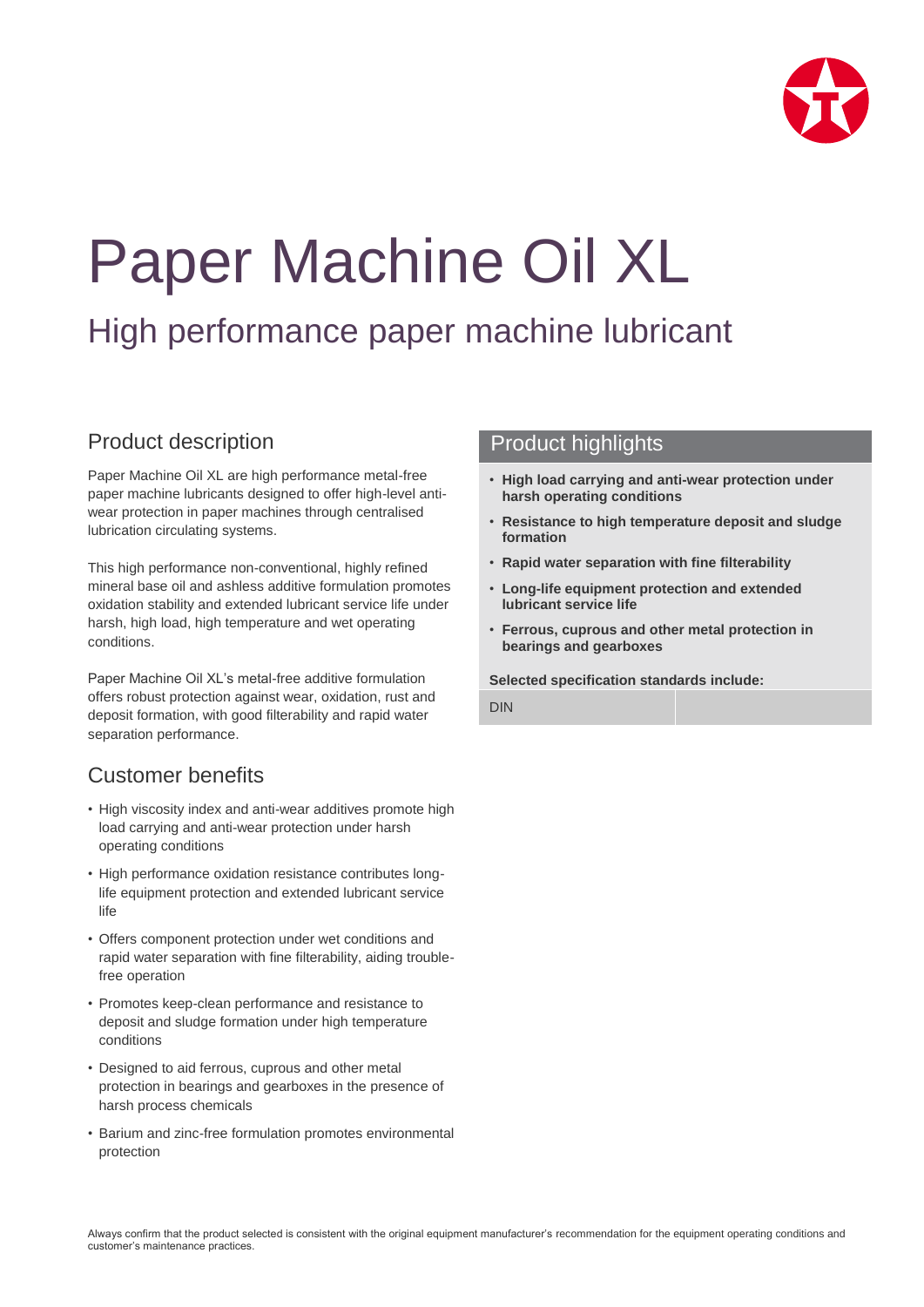# Paper Machine Oil XL

## High performance paper machine lubricant

### Product description

Paper Machine Oil XL are high performance metal-free paper machine lubricants designed to offer high-level anti-wear protection in paper machines through centralised lubrication circulating systems.

This high performance non-conventional, highly refined mineral base oil and ashless additive formulation promotes oxidation stability and extended lubricant service life under harsh, high load, high temperature and wet operating conditions.

Paper Machine Oil XL's metal-free additive formulation offers robust protection against wear, oxidation, rust and deposit formation, with good filterability and rapid water separation performance.

### Customer benefits

- High viscosity index and anti-wear additives promote high load carrying and anti-wear protection under harsh operating conditions
- High performance oxidation resistance contributes long-life equipment protection and extended lubricant service life
- Offers component protection under wet conditions and rapid water separation with fine filterability, aiding trouble-free operation
- Promotes keep-clean performance and resistance to deposit and sludge formation under high temperature conditions
- Designed to aid ferrous, cuprous and other metal protection in bearings and gearboxes in the presence of harsh process chemicals
- Barium and zinc-free formulation promotes environmental protection

### Product highlights

- **High load carrying and anti-wear protection under harsh operating conditions**
- **Resistance to high temperature deposit and sludge formation**
- **Rapid water separation with fine filterability**
- **Long-life equipment protection and extended lubricant service life**
- **Ferrous, cuprous and other metal protection in bearings and gearboxes**

**Selected specification standards include:**

| DIN | |
|---|---|

Always confirm that the product selected is consistent with the original equipment manufacturer's recommendation for the equipment operating conditions and customer's maintenance practices.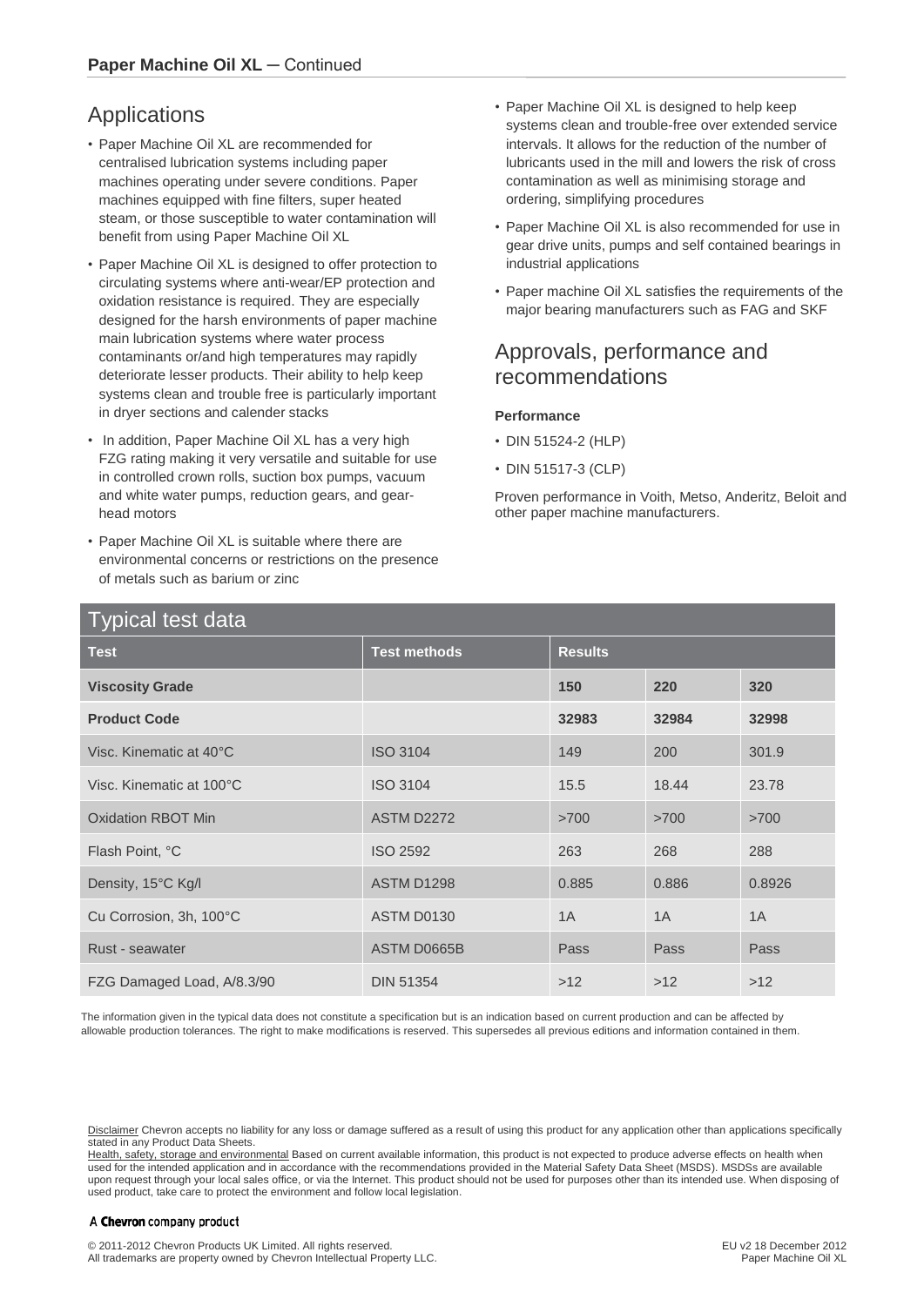## Applications

- Paper Machine Oil XL are recommended for centralised lubrication systems including paper machines operating under severe conditions. Paper machines equipped with fine filters, super heated steam, or those susceptible to water contamination will benefit from using Paper Machine Oil XL
- Paper Machine Oil XL is designed to offer protection to circulating systems where anti-wear/EP protection and oxidation resistance is required. They are especially designed for the harsh environments of paper machine main lubrication systems where water process contaminants or/and high temperatures may rapidly deteriorate lesser products. Their ability to help keep systems clean and trouble free is particularly important in dryer sections and calender stacks
- In addition, Paper Machine Oil XL has a very high FZG rating making it very versatile and suitable for use in controlled crown rolls, suction box pumps, vacuum and white water pumps, reduction gears, and gear-head motors
- Paper Machine Oil XL is suitable where there are environmental concerns or restrictions on the presence of metals such as barium or zinc
- Paper Machine Oil XL is designed to help keep systems clean and trouble-free over extended service intervals. It allows for the reduction of the number of lubricants used in the mill and lowers the risk of cross contamination as well as minimising storage and ordering, simplifying procedures
- Paper Machine Oil XL is also recommended for use in gear drive units, pumps and self contained bearings in industrial applications
- Paper machine Oil XL satisfies the requirements of the major bearing manufacturers such as FAG and SKF

## Approvals, performance and recommendations

**Performance**

- DIN 51524-2 (HLP)
- DIN 51517-3 (CLP)

Proven performance in Voith, Metso, Anderitz, Beloit and other paper machine manufacturers.

## Typical test data

| Test | Test methods | Results | | |
|---|---|---|---|---|
| **Viscosity Grade** | | **150** | **220** | **320** |
| **Product Code** | | **32983** | **32984** | **32998** |
| Visc. Kinematic at 40°C | ISO 3104 | 149 | 200 | 301.9 |
| Visc. Kinematic at 100°C | ISO 3104 | 15.5 | 18.44 | 23.78 |
| Oxidation RBOT Min | ASTM D2272 | >700 | >700 | >700 |
| Flash Point, °C | ISO 2592 | 263 | 268 | 288 |
| Density, 15°C Kg/l | ASTM D1298 | 0.885 | 0.886 | 0.8926 |
| Cu Corrosion, 3h, 100°C | ASTM D0130 | 1A | 1A | 1A |
| Rust - seawater | ASTM D0665B | Pass | Pass | Pass |
| FZG Damaged Load, A/8.3/90 | DIN 51354 | >12 | >12 | >12 |

The information given in the typical data does not constitute a specification but is an indication based on current production and can be affected by allowable production tolerances. The right to make modifications is reserved. This supersedes all previous editions and information contained in them.

Disclaimer Chevron accepts no liability for any loss or damage suffered as a result of using this product for any application other than applications specifically stated in any Product Data Sheets.

Health, safety, storage and environmental Based on current available information, this product is not expected to produce adverse effects on health when used for the intended application and in accordance with the recommendations provided in the Material Safety Data Sheet (MSDS). MSDSs are available upon request through your local sales office, or via the Internet. This product should not be used for purposes other than its intended use. When disposing of used product, take care to protect the environment and follow local legislation.

A Chevron company product

© 2011-2012 Chevron Products UK Limited. All rights reserved.
All trademarks are property owned by Chevron Intellectual Property LLC.

EU v2 18 December 2012
Paper Machine Oil XL